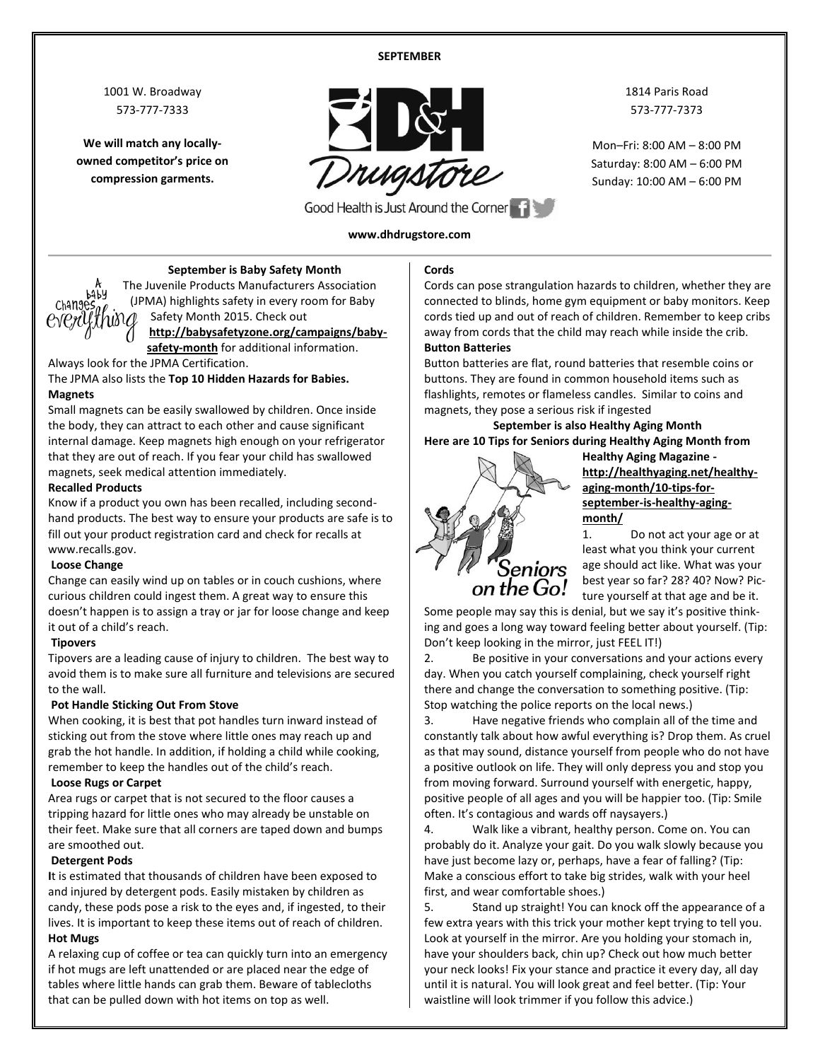**SEPTEMBER**

1001 W. Broadway
573-777-7333

**We will match any locally-owned competitor's price on compression garments.**

D&H Drugstore

Good Health is Just Around the Corner

**www.dhdrugstore.com**

1814 Paris Road
573-777-7373

Mon–Fri: 8:00 AM – 8:00 PM
Saturday: 8:00 AM – 6:00 PM
Sunday: 10:00 AM – 6:00 PM

## September is Baby Safety Month

A baby changes everything

The Juvenile Products Manufacturers Association (JPMA) highlights safety in every room for Baby Safety Month 2015. Check out **http://babysafetyzone.org/campaigns/baby-safety-month** for additional information.

Always look for the JPMA Certification.

The JPMA also lists the **Top 10 Hidden Hazards for Babies.**

**Magnets**

Small magnets can be easily swallowed by children. Once inside the body, they can attract to each other and cause significant internal damage. Keep magnets high enough on your refrigerator that they are out of reach. If you fear your child has swallowed magnets, seek medical attention immediately.

**Recalled Products**

Know if a product you own has been recalled, including second-hand products. The best way to ensure your products are safe is to fill out your product registration card and check for recalls at www.recalls.gov.

**Loose Change**

Change can easily wind up on tables or in couch cushions, where curious children could ingest them. A great way to ensure this doesn't happen is to assign a tray or jar for loose change and keep it out of a child's reach.

**Tipovers**

Tipovers are a leading cause of injury to children. The best way to avoid them is to make sure all furniture and televisions are secured to the wall.

**Pot Handle Sticking Out From Stove**

When cooking, it is best that pot handles turn inward instead of sticking out from the stove where little ones may reach up and grab the hot handle. In addition, if holding a child while cooking, remember to keep the handles out of the child's reach.

**Loose Rugs or Carpet**

Area rugs or carpet that is not secured to the floor causes a tripping hazard for little ones who may already be unstable on their feet. Make sure that all corners are taped down and bumps are smoothed out.

**Detergent Pods**

**I**t is estimated that thousands of children have been exposed to and injured by detergent pods. Easily mistaken by children as candy, these pods pose a risk to the eyes and, if ingested, to their lives. It is important to keep these items out of reach of children.

**Hot Mugs**

A relaxing cup of coffee or tea can quickly turn into an emergency if hot mugs are left unattended or are placed near the edge of tables where little hands can grab them. Beware of tablecloths that can be pulled down with hot items on top as well.

**Cords**

Cords can pose strangulation hazards to children, whether they are connected to blinds, home gym equipment or baby monitors. Keep cords tied up and out of reach of children. Remember to keep cribs away from cords that the child may reach while inside the crib.

**Button Batteries**

Button batteries are flat, round batteries that resemble coins or buttons. They are found in common household items such as flashlights, remotes or flameless candles. Similar to coins and magnets, they pose a serious risk if ingested

## September is also Healthy Aging Month

**Here are 10 Tips for Seniors during Healthy Aging Month from Healthy Aging Magazine - http://healthyaging.net/healthy-aging-month/10-tips-for-september-is-healthy-aging-month/**

Seniors on the Go!

1. Do not act your age or at least what you think your current age should act like. What was your best year so far? 28? 40? Now? Picture yourself at that age and be it. Some people may say this is denial, but we say it's positive thinking and goes a long way toward feeling better about yourself. (Tip: Don't keep looking in the mirror, just FEEL IT!)
2. Be positive in your conversations and your actions every day. When you catch yourself complaining, check yourself right there and change the conversation to something positive. (Tip: Stop watching the police reports on the local news.)
3. Have negative friends who complain all of the time and constantly talk about how awful everything is? Drop them. As cruel as that may sound, distance yourself from people who do not have a positive outlook on life. They will only depress you and stop you from moving forward. Surround yourself with energetic, happy, positive people of all ages and you will be happier too. (Tip: Smile often. It's contagious and wards off naysayers.)
4. Walk like a vibrant, healthy person. Come on. You can probably do it. Analyze your gait. Do you walk slowly because you have just become lazy or, perhaps, have a fear of falling? (Tip: Make a conscious effort to take big strides, walk with your heel first, and wear comfortable shoes.)
5. Stand up straight! You can knock off the appearance of a few extra years with this trick your mother kept trying to tell you. Look at yourself in the mirror. Are you holding your stomach in, have your shoulders back, chin up? Check out how much better your neck looks! Fix your stance and practice it every day, all day until it is natural. You will look great and feel better. (Tip: Your waistline will look trimmer if you follow this advice.)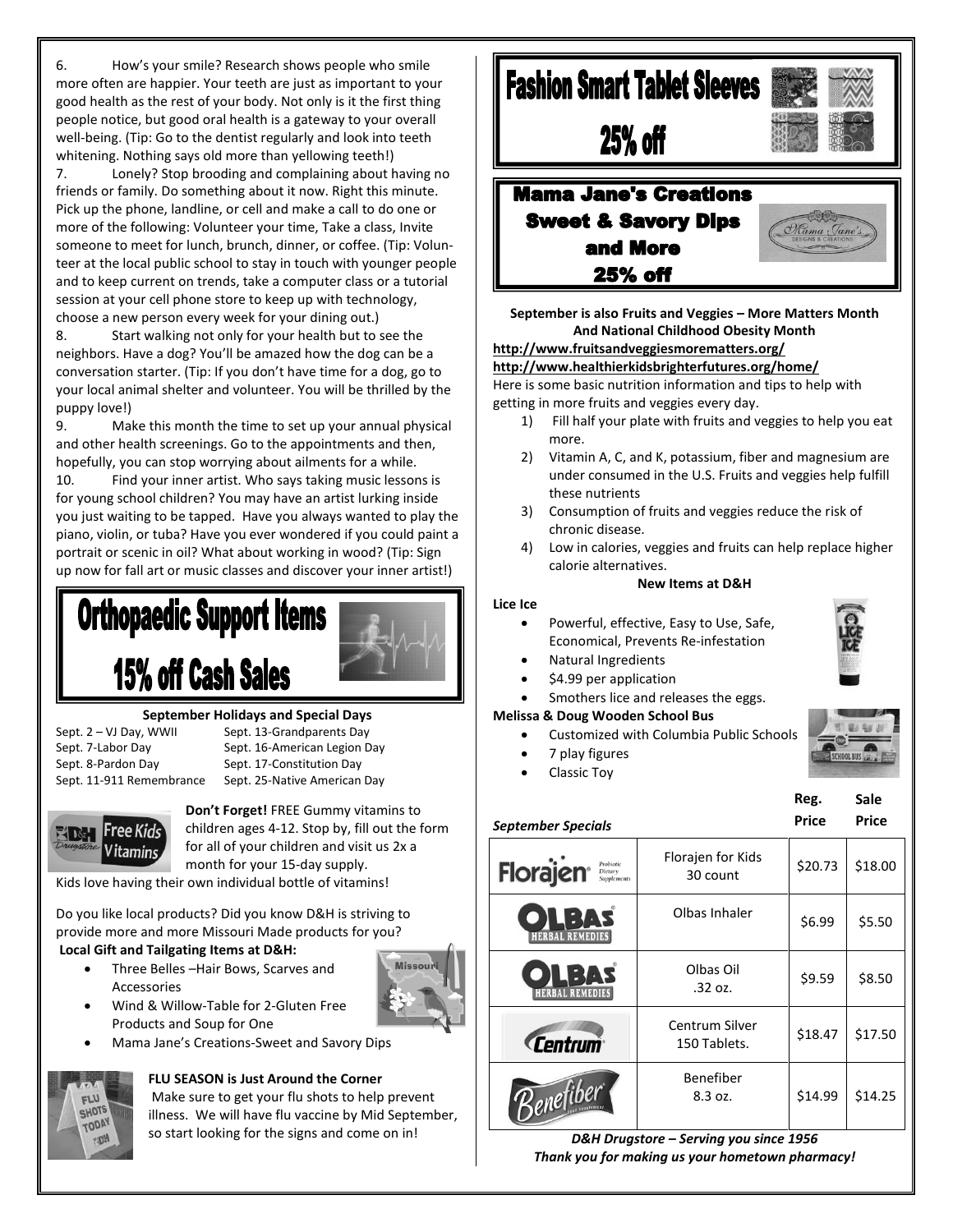6. How's your smile? Research shows people who smile more often are happier. Your teeth are just as important to your good health as the rest of your body. Not only is it the first thing people notice, but good oral health is a gateway to your overall well-being. (Tip: Go to the dentist regularly and look into teeth whitening. Nothing says old more than yellowing teeth!)

7. Lonely? Stop brooding and complaining about having no friends or family. Do something about it now. Right this minute. Pick up the phone, landline, or cell and make a call to do one or more of the following: Volunteer your time, Take a class, Invite someone to meet for lunch, brunch, dinner, or coffee. (Tip: Volunteer at the local public school to stay in touch with younger people and to keep current on trends, take a computer class or a tutorial session at your cell phone store to keep up with technology, choose a new person every week for your dining out.)

8. Start walking not only for your health but to see the neighbors. Have a dog? You'll be amazed how the dog can be a conversation starter. (Tip: If you don't have time for a dog, go to your local animal shelter and volunteer. You will be thrilled by the puppy love!)

9. Make this month the time to set up your annual physical and other health screenings. Go to the appointments and then, hopefully, you can stop worrying about ailments for a while.

10. Find your inner artist. Who says taking music lessons is for young school children? You may have an artist lurking inside you just waiting to be tapped. Have you always wanted to play the piano, violin, or tuba? Have you ever wondered if you could paint a portrait or scenic in oil? What about working in wood? (Tip: Sign up now for fall art or music classes and discover your inner artist!)

# Orthopaedic Support Items 15% off Cash Sales

**September Holidays and Special Days**

Sept. 2 – VJ Day, WWII
Sept. 7-Labor Day
Sept. 8-Pardon Day
Sept. 11-911 Remembrance
Sept. 13-Grandparents Day
Sept. 16-American Legion Day
Sept. 17-Constitution Day
Sept. 25-Native American Day

**Don't Forget!** FREE Gummy vitamins to children ages 4-12. Stop by, fill out the form for all of your children and visit us 2x a month for your 15-day supply. Kids love having their own individual bottle of vitamins!

Do you like local products? Did you know D&H is striving to provide more and more Missouri Made products for you?

**Local Gift and Tailgating Items at D&H:**

- Three Belles –Hair Bows, Scarves and Accessories
- Wind & Willow-Table for 2-Gluten Free Products and Soup for One
- Mama Jane's Creations-Sweet and Savory Dips

**FLU SEASON is Just Around the Corner**

Make sure to get your flu shots to help prevent illness. We will have flu vaccine by Mid September, so start looking for the signs and come on in!

# Fashion Smart Tablet Sleeves 25% off

# Mama Jane's Creations Sweet & Savory Dips and More 25% off

**September is also Fruits and Veggies – More Matters Month And National Childhood Obesity Month**

**http://www.fruitsandveggiesmorematters.org/**

**http://www.healthierkidsbrighterfutures.org/home/**

Here is some basic nutrition information and tips to help with getting in more fruits and veggies every day.

1) Fill half your plate with fruits and veggies to help you eat more.
2) Vitamin A, C, and K, potassium, fiber and magnesium are under consumed in the U.S. Fruits and veggies help fulfill these nutrients
3) Consumption of fruits and veggies reduce the risk of chronic disease.
4) Low in calories, veggies and fruits can help replace higher calorie alternatives.

**New Items at D&H**

**Lice Ice**

- Powerful, effective, Easy to Use, Safe, Economical, Prevents Re-infestation
- Natural Ingredients
- $4.99 per application
- Smothers lice and releases the eggs.

**Melissa & Doug Wooden School Bus**

- Customized with Columbia Public Schools
- 7 play figures
- Classic Toy

***September Specials***

| | | Reg. Price | Sale Price |
|---|---|---|---|
| Florajen | Florajen for Kids 30 count | $20.73 | $18.00 |
| Olbas | Olbas Inhaler | $6.99 | $5.50 |
| Olbas | Olbas Oil .32 oz. | $9.59 | $8.50 |
| Centrum | Centrum Silver 150 Tablets. | $18.47 | $17.50 |
| Benefiber | Benefiber 8.3 oz. | $14.99 | $14.25 |

***D&H Drugstore – Serving you since 1956***
***Thank you for making us your hometown pharmacy!***